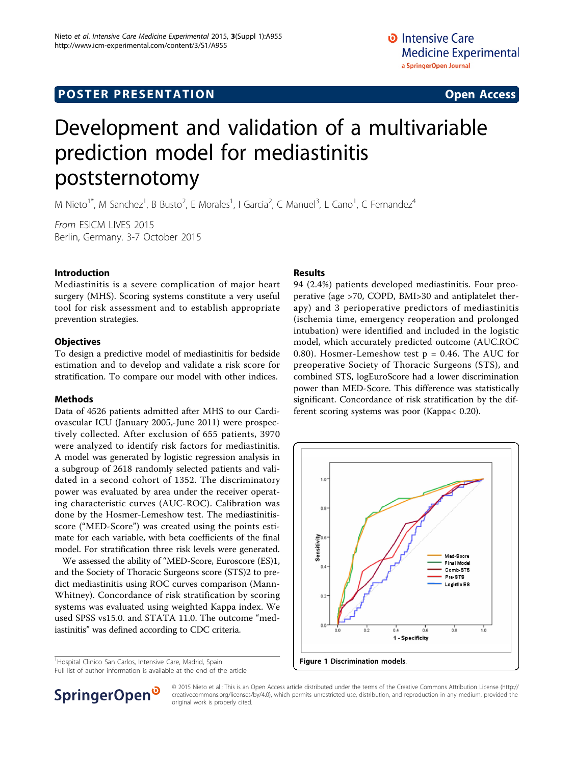POSTER PRESENTATION

Open Access

# Development and validation of a multivariable prediction model for mediastinitis poststernotomy

M Nieto[1*], M Sanchez[1], B Busto[2], E Morales[1], I Garcia[2], C Manuel[3], L Cano[1], C Fernandez[4]

*From* ESICM LIVES 2015
Berlin, Germany. 3-7 October 2015

## Introduction

Mediastinitis is a severe complication of major heart surgery (MHS). Scoring systems constitute a very useful tool for risk assessment and to establish appropriate prevention strategies.

## Objectives

To design a predictive model of mediastinitis for bedside estimation and to develop and validate a risk score for stratification. To compare our model with other indices.

## Methods

Data of 4526 patients admitted after MHS to our Cardiovascular ICU (January 2005,-June 2011) were prospectively collected. After exclusion of 655 patients, 3970 were analyzed to identify risk factors for mediastinitis. A model was generated by logistic regression analysis in a subgroup of 2618 randomly selected patients and validated in a second cohort of 1352. The discriminatory power was evaluated by area under the receiver operating characteristic curves (AUC-ROC). Calibration was done by the Hosmer-Lemeshow test. The mediastinitis-score ("MED-Score") was created using the points estimate for each variable, with beta coefficients of the final model. For stratification three risk levels were generated.

We assessed the ability of "MED-Score, Euroscore (ES)1, and the Society of Thoracic Surgeons (STS)2 to predict mediastinitis using ROC curves comparison (Mann-Whitney). Concordance of risk stratification by scoring systems was evaluated using weighted Kappa index. We used SPSS vs15.0. and STATA 11.0. The outcome "mediastinitis" was defined according to CDC criteria.

## Results

94 (2.4%) patients developed mediastinitis. Four preoperative (age >70, COPD, BMI>30 and antiplatelet therapy) and 3 perioperative predictors of mediastinitis (ischemia time, emergency reoperation and prolonged intubation) were identified and included in the logistic model, which accurately predicted outcome (AUC.ROC 0.80). Hosmer-Lemeshow test p = 0.46. The AUC for preoperative Society of Thoracic Surgeons (STS), and combined STS, logEuroScore had a lower discrimination power than MED-Score. This difference was statistically significant. Concordance of risk stratification by the different scoring systems was poor (Kappa< 0.20).

**Figure 1 Discrimination models.**

[1]Hospital Clinico San Carlos, Intensive Care, Madrid, Spain
Full list of author information is available at the end of the article

© 2015 Nieto et al.; This is an Open Access article distributed under the terms of the Creative Commons Attribution License (http://creativecommons.org/licenses/by/4.0), which permits unrestricted use, distribution, and reproduction in any medium, provided the original work is properly cited.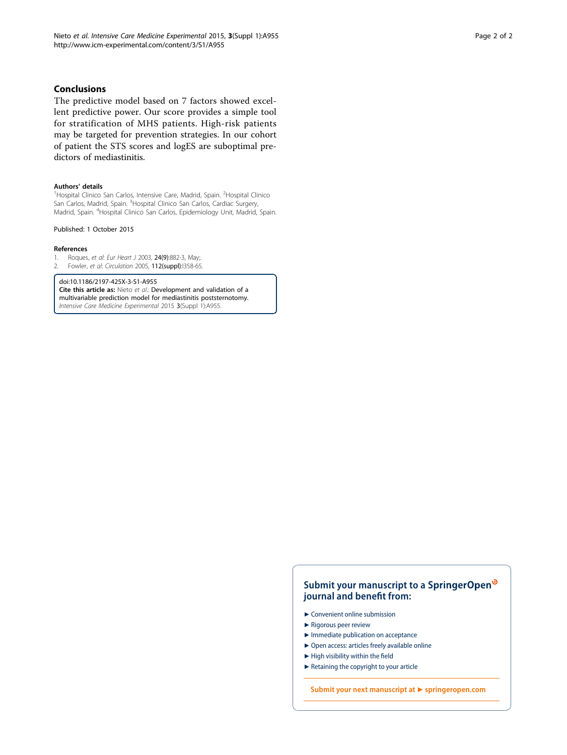## Conclusions

The predictive model based on 7 factors showed excellent predictive power. Our score provides a simple tool for stratification of MHS patients. High-risk patients may be targeted for prevention strategies. In our cohort of patient the STS scores and logES are suboptimal predictors of mediastinitis.

#### Authors' details

[1]Hospital Clinico San Carlos, Intensive Care, Madrid, Spain. [2]Hospital Clinico San Carlos, Madrid, Spain. [3]Hospital Clinico San Carlos, Cardiac Surgery, Madrid, Spain. [4]Hospital Clinico San Carlos, Epidemiology Unit, Madrid, Spain.

Published: 1 October 2015

#### References

1. Roques, *et al*: *Eur Heart J* 2003, **24(9)**:882-3, May;.
2. Fowler, *et al*: *Circulation* 2005, **112(suppl)**:I358-65.

doi:10.1186/2197-425X-3-S1-A955
**Cite this article as:** Nieto *et al.*: Development and validation of a multivariable prediction model for mediastinitis poststernotomy. *Intensive Care Medicine Experimental* 2015 **3**(Suppl 1):A955.

**Submit your manuscript to a SpringerOpen journal and benefit from:**

- ► Convenient online submission
- ► Rigorous peer review
- ► Immediate publication on acceptance
- ► Open access: articles freely available online
- ► High visibility within the field
- ► Retaining the copyright to your article

**Submit your next manuscript at ► springeropen.com**